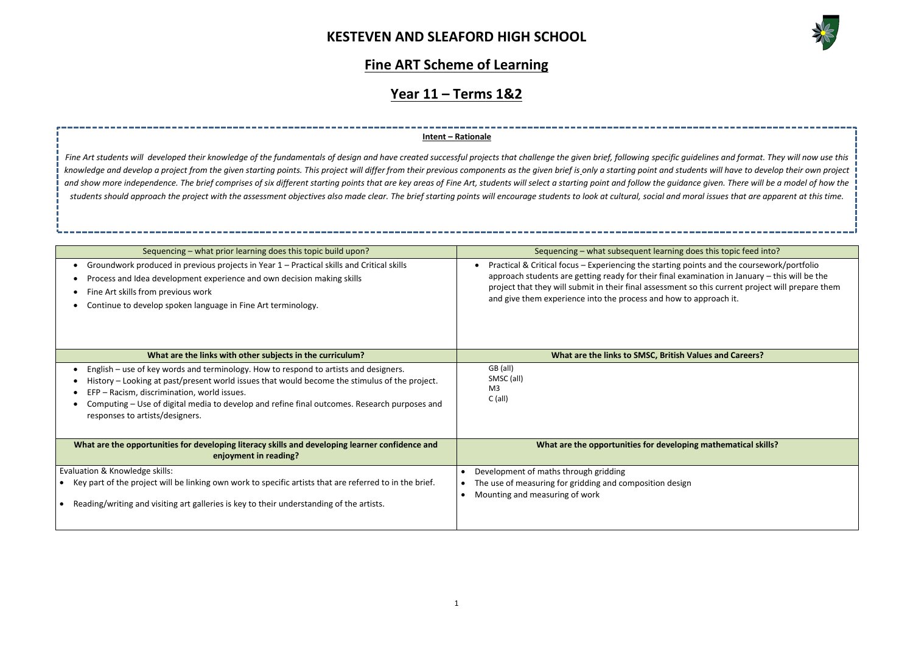# KESTEVEN AND SLEAFORD HIGH SCHOOL

## Fine ART Scheme of Learning

## Year 11 – Terms 1&2

**Intent – Rationale**

*Fine Art students will developed their knowledge of the fundamentals of design and have created successful projects that challenge the given brief, following specific guidelines and format. They will now use this knowledge and develop a project from the given starting points. This project will differ from their previous components as the given brief is only a starting point and students will have to develop their own project and show more independence. The brief comprises of six different starting points that are key areas of Fine Art, students will select a starting point and follow the guidance given. There will be a model of how the students should approach the project with the assessment objectives also made clear. The brief starting points will encourage students to look at cultural, social and moral issues that are apparent at this time.*

| Sequencing – what prior learning does this topic build upon? | Sequencing – what subsequent learning does this topic feed into? |
| --- | --- |
| • Groundwork produced in previous projects in Year 1 – Practical skills and Critical skills<br>• Process and Idea development experience and own decision making skills<br>• Fine Art skills from previous work<br>• Continue to develop spoken language in Fine Art terminology. | • Practical & Critical focus – Experiencing the starting points and the coursework/portfolio approach students are getting ready for their final examination in January – this will be the project that they will submit in their final assessment so this current project will prepare them and give them experience into the process and how to approach it. |
| **What are the links with other subjects in the curriculum?** | **What are the links to SMSC, British Values and Careers?** |
| • English – use of key words and terminology. How to respond to artists and designers.<br>• History – Looking at past/present world issues that would become the stimulus of the project.<br>• EFP – Racism, discrimination, world issues.<br>• Computing – Use of digital media to develop and refine final outcomes. Research purposes and responses to artists/designers. | GB (all)<br>SMSC (all)<br>M3<br>C (all) |
| **What are the opportunities for developing literacy skills and developing learner confidence and enjoyment in reading?** | **What are the opportunities for developing mathematical skills?** |
| Evaluation & Knowledge skills:<br>• Key part of the project will be linking own work to specific artists that are referred to in the brief.<br>• Reading/writing and visiting art galleries is key to their understanding of the artists. | • Development of maths through gridding<br>• The use of measuring for gridding and composition design<br>• Mounting and measuring of work |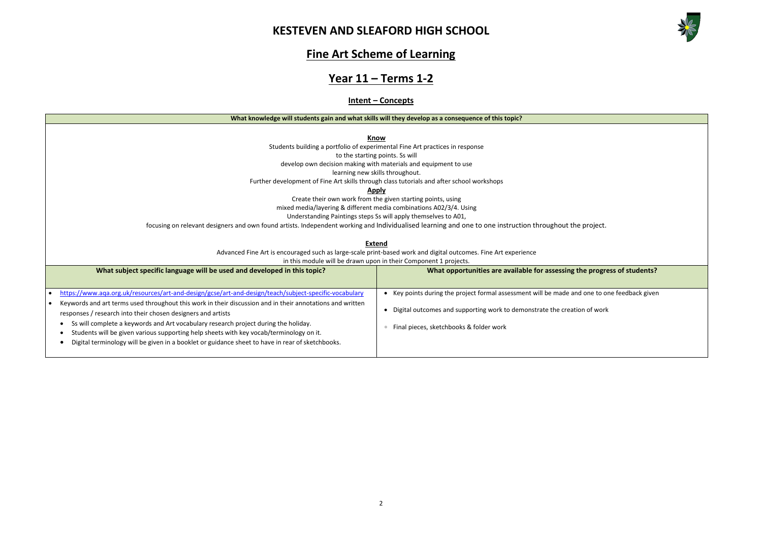# KESTEVEN AND SLEAFORD HIGH SCHOOL

## Fine Art Scheme of Learning

## Year 11 – Terms 1-2

### Intent – Concepts

**What knowledge will students gain and what skills will they develop as a consequence of this topic?**

**Know**

Students building a portfolio of experimental Fine Art practices in response to the starting points. Ss will develop own decision making with materials and equipment to use learning new skills throughout.

Further development of Fine Art skills through class tutorials and after school workshops

**Apply**

Create their own work from the given starting points, using mixed media/layering & different media combinations A02/3/4. Using Understanding Paintings steps Ss will apply themselves to A01, focusing on relevant designers and own found artists. Independent working and Individualised learning and one to one instruction throughout the project.

**Extend**

Advanced Fine Art is encouraged such as large-scale print-based work and digital outcomes. Fine Art experience in this module will be drawn upon in their Component 1 projects.

| What subject specific language will be used and developed in this topic? | What opportunities are available for assessing the progress of students? |
|---|---|
| • https://www.aqa.org.uk/resources/art-and-design/gcse/art-and-design/teach/subject-specific-vocabulary<br>• Keywords and art terms used throughout this work in their discussion and in their annotations and written responses / research into their chosen designers and artists<br>• Ss will complete a keywords and Art vocabulary research project during the holiday.<br>• Students will be given various supporting help sheets with key vocab/terminology on it.<br>• Digital terminology will be given in a booklet or guidance sheet to have in rear of sketchbooks. | • Key points during the project formal assessment will be made and one to one feedback given<br>• Digital outcomes and supporting work to demonstrate the creation of work<br>• Final pieces, sketchbooks & folder work |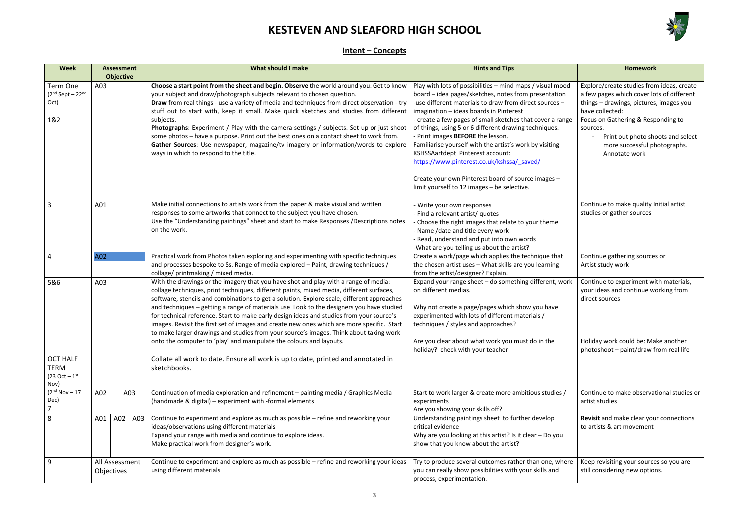# KESTEVEN AND SLEAFORD HIGH SCHOOL

## Intent – Concepts

| Week | Assessment Objective | What should I make | Hints and Tips | Homework |
|---|---|---|---|---|
| Term One (2nd Sept – 22nd Oct)<br><br>1&2 | A03 | **Choose a start point from the sheet and begin. Observe** the world around you: Get to know your subject and draw/photograph subjects relevant to chosen question.<br>**Draw** from real things - use a variety of media and techniques from direct observation - try stuff out to start with, keep it small. Make quick sketches and studies from different subjects.<br>**Photographs**: Experiment / Play with the camera settings / subjects. Set up or just shoot some photos – have a purpose. Print out the best ones on a contact sheet to work from.<br>**Gather Sources**: Use newspaper, magazine/tv imagery or information/words to explore ways in which to respond to the title. | Play with lots of possibilities – mind maps / visual mood board – idea pages/sketches, notes from presentation<br>-use different materials to draw from direct sources – imagination – ideas boards in Pinterest<br>- create a few pages of small sketches that cover a range of things, using 5 or 6 different drawing techniques.<br>- Print images **BEFORE** the lesson.<br>Familiarise yourself with the artist's work by visiting KSHSSAartdept Pinterest account:<br>https://www.pinterest.co.uk/kshssa/_saved/<br><br>Create your own Pinterest board of source images – limit yourself to 12 images – be selective. | Explore/create studies from ideas, create a few pages which cover lots of different things – drawings, pictures, images you have collected:<br>Focus on Gathering & Responding to sources.<br>- Print out photo shoots and select more successful photographs. Annotate work |
| 3 | A01 | Make initial connections to artists work from the paper & make visual and written responses to some artworks that connect to the subject you have chosen.<br>Use the "Understanding paintings" sheet and start to make Responses /Descriptions notes on the work. | - Write your own responses<br>- Find a relevant artist/ quotes<br>- Choose the right images that relate to your theme<br>- Name /date and title every work<br>- Read, understand and put into own words<br>-What are you telling us about the artist? | Continue to make quality Initial artist studies or gather sources |
| 4 | A02 | Practical work from Photos taken exploring and experimenting with specific techniques and processes bespoke to Ss. Range of media explored – Paint, drawing techniques / collage/ printmaking / mixed media. | Create a work/page which applies the technique that the chosen artist uses – What skills are you learning from the artist/designer? Explain. | Continue gathering sources or Artist study work |
| 5&6 | A03 | With the drawings or the imagery that you have shot and play with a range of media: collage techniques, print techniques, different paints, mixed media, different surfaces, software, stencils and combinations to get a solution. Explore scale, different approaches and techniques – getting a range of materials use Look to the designers you have studied for technical reference. Start to make early design ideas and studies from your source's images. Revisit the first set of images and create new ones which are more specific. Start to make larger drawings and studies from your source's images. Think about taking work onto the computer to 'play' and manipulate the colours and layouts. | Expand your range sheet – do something different, work on different medias.<br><br>Why not create a page/pages which show you have experimented with lots of different materials / techniques / styles and approaches?<br><br>Are you clear about what work you must do in the holiday? check with your teacher | Continue to experiment with materials, your ideas and continue working from direct sources<br><br>Holiday work could be: Make another photoshoot – paint/draw from real life |
| OCT HALF TERM (23 Oct – 1st Nov) | | Collate all work to date. Ensure all work is up to date, printed and annotated in sketchbooks. | | |
| (2nd Nov – 17 Dec)<br>7 | A02 A03 | Continuation of media exploration and refinement – painting media / Graphics Media (handmade & digital) – experiment with -formal elements | Start to work larger & create more ambitious studies / experiments<br>Are you showing your skills off? | Continue to make observational studies or artist studies |
| 8 | A01 A02 A03 | Continue to experiment and explore as much as possible – refine and reworking your ideas/observations using different materials<br>Expand your range with media and continue to explore ideas.<br>Make practical work from designer's work. | Understanding paintings sheet to further develop critical evidence<br>Why are you looking at this artist? Is it clear – Do you show that you know about the artist? | **Revisit** and make clear your connections to artists & art movement |
| 9 | All Assessment Objectives | Continue to experiment and explore as much as possible – refine and reworking your ideas using different materials | Try to produce several outcomes rather than one, where you can really show possibilities with your skills and process, experimentation. | Keep revisiting your sources so you are still considering new options. |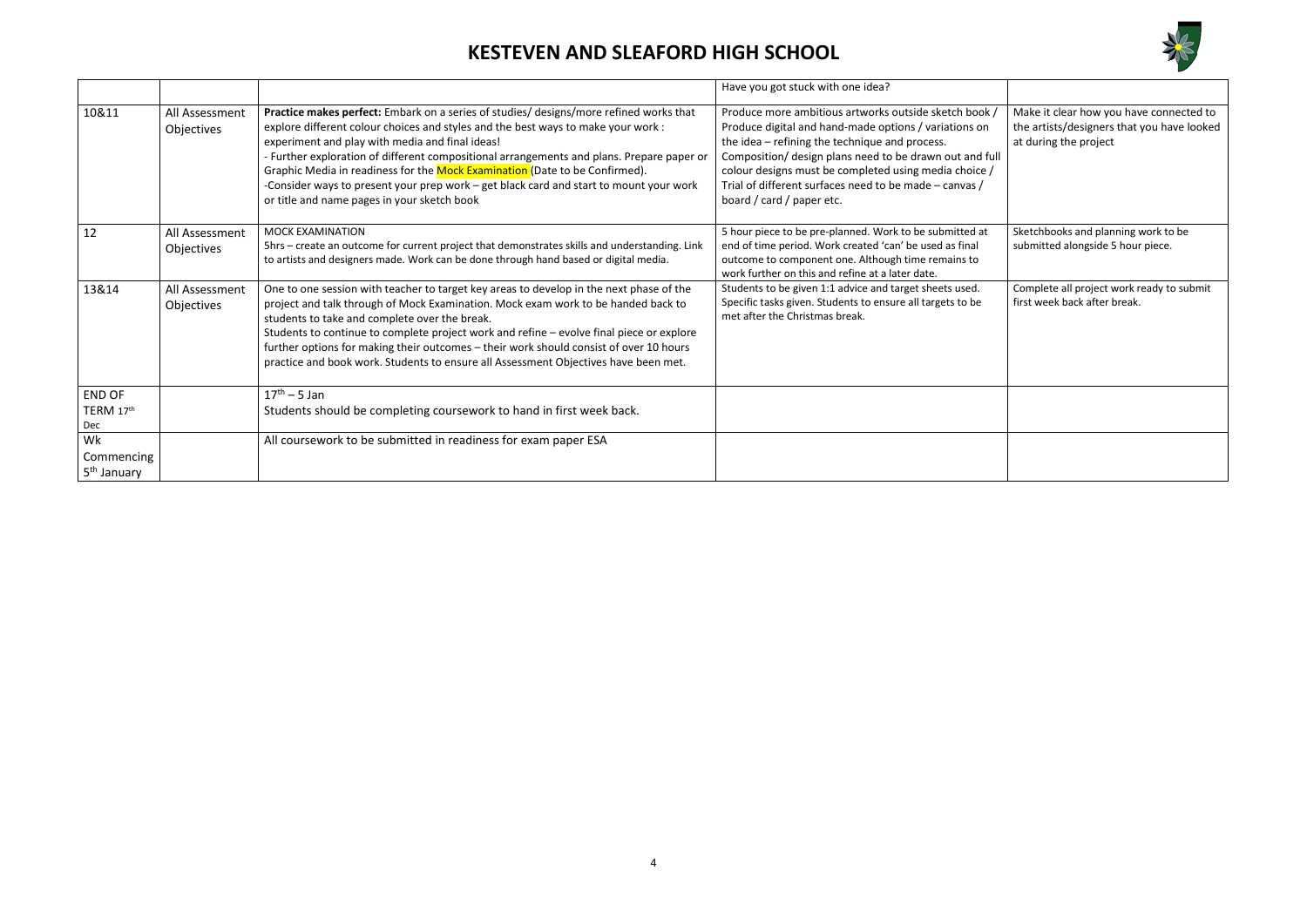# KESTEVEN AND SLEAFORD HIGH SCHOOL

| | | | | |
|---|---|---|---|---|
| | | | Have you got stuck with one idea? | |
| 10&11 | All Assessment Objectives | **Practice makes perfect:** Embark on a series of studies/ designs/more refined works that explore different colour choices and styles and the best ways to make your work : experiment and play with media and final ideas!<br>- Further exploration of different compositional arrangements and plans. Prepare paper or Graphic Media in readiness for the Mock Examination (Date to be Confirmed).<br>-Consider ways to present your prep work – get black card and start to mount your work or title and name pages in your sketch book | Produce more ambitious artworks outside sketch book / Produce digital and hand-made options / variations on the idea – refining the technique and process. Composition/ design plans need to be drawn out and full colour designs must be completed using media choice / Trial of different surfaces need to be made – canvas / board / card / paper etc. | Make it clear how you have connected to the artists/designers that you have looked at during the project |
| 12 | All Assessment Objectives | MOCK EXAMINATION<br>5hrs – create an outcome for current project that demonstrates skills and understanding. Link to artists and designers made. Work can be done through hand based or digital media. | 5 hour piece to be pre-planned. Work to be submitted at end of time period. Work created 'can' be used as final outcome to component one. Although time remains to work further on this and refine at a later date. | Sketchbooks and planning work to be submitted alongside 5 hour piece. |
| 13&14 | All Assessment Objectives | One to one session with teacher to target key areas to develop in the next phase of the project and talk through of Mock Examination. Mock exam work to be handed back to students to take and complete over the break.<br>Students to continue to complete project work and refine – evolve final piece or explore further options for making their outcomes – their work should consist of over 10 hours practice and book work. Students to ensure all Assessment Objectives have been met. | Students to be given 1:1 advice and target sheets used. Specific tasks given. Students to ensure all targets to be met after the Christmas break. | Complete all project work ready to submit first week back after break. |
| END OF TERM 17th Dec | | 17th – 5 Jan<br>Students should be completing coursework to hand in first week back. | | |
| Wk Commencing 5th January | | All coursework to be submitted in readiness for exam paper ESA | | |